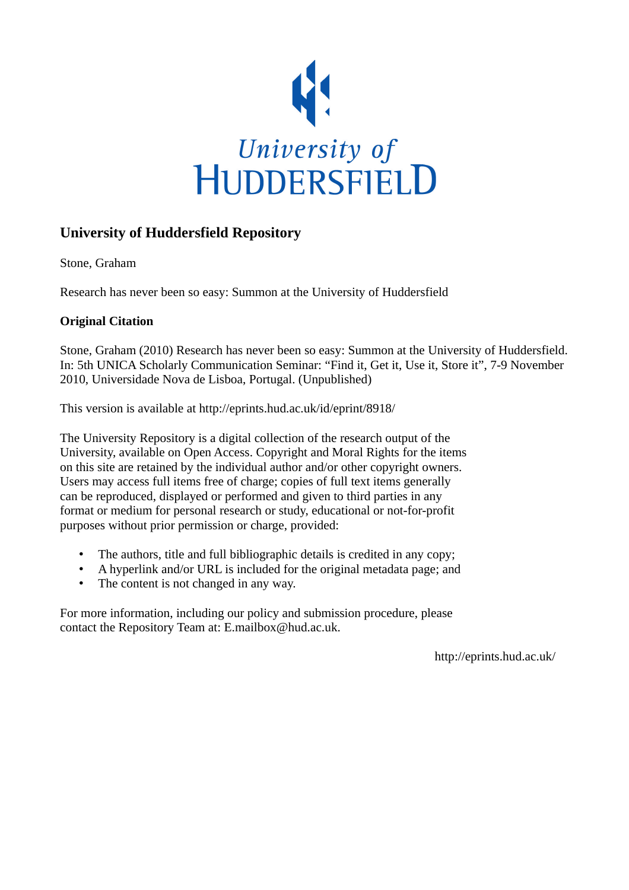University of HUDDERSFIELD

## University of Huddersfield Repository

Stone, Graham

Research has never been so easy: Summon at the University of Huddersfield

### Original Citation

Stone, Graham (2010) Research has never been so easy: Summon at the University of Huddersfield. In: 5th UNICA Scholarly Communication Seminar: "Find it, Get it, Use it, Store it", 7-9 November 2010, Universidade Nova de Lisboa, Portugal. (Unpublished)

This version is available at http://eprints.hud.ac.uk/id/eprint/8918/

The University Repository is a digital collection of the research output of the University, available on Open Access. Copyright and Moral Rights for the items on this site are retained by the individual author and/or other copyright owners. Users may access full items free of charge; copies of full text items generally can be reproduced, displayed or performed and given to third parties in any format or medium for personal research or study, educational or not-for-profit purposes without prior permission or charge, provided:

- The authors, title and full bibliographic details is credited in any copy;
- A hyperlink and/or URL is included for the original metadata page; and
- The content is not changed in any way.

For more information, including our policy and submission procedure, please contact the Repository Team at: E.mailbox@hud.ac.uk.

http://eprints.hud.ac.uk/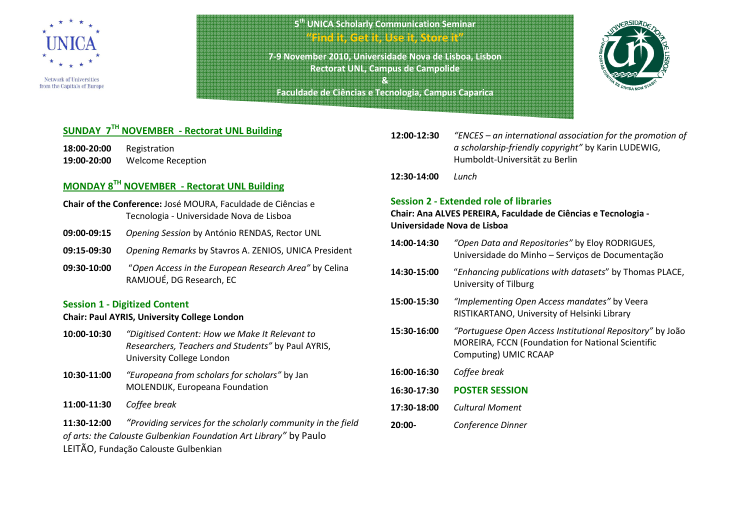**5th UNICA Scholarly Communication Seminar**

**"Find it, Get it, Use it, Store it"**

**7-9 November 2010, Universidade Nova de Lisboa, Lisbon**
**Rectorat UNL, Campus de Campolide**
**&**
**Faculdade de Ciências e Tecnologia, Campus Caparica**

## SUNDAY 7TH NOVEMBER - Rectorat UNL Building

**18:00-20:00** Registration
**19:00-20:00** Welcome Reception

## MONDAY 8TH NOVEMBER - Rectorat UNL Building

**Chair of the Conference:** José MOURA, Faculdade de Ciências e Tecnologia - Universidade Nova de Lisboa

**09:00-09:15** *Opening Session* by António RENDAS, Rector UNL

**09:15-09:30** *Opening Remarks* by Stavros A. ZENIOS, UNICA President

**09:30-10:00** "*Open Access in the European Research Area"* by Celina RAMJOUÉ, DG Research, EC

### Session 1 - Digitized Content

**Chair: Paul AYRIS, University College London**

**10:00-10:30** *"Digitised Content: How we Make It Relevant to Researchers, Teachers and Students"* by Paul AYRIS, University College London

**10:30-11:00** *"Europeana from scholars for scholars"* by Jan MOLENDIJK, Europeana Foundation

**11:00-11:30** *Coffee break*

**11:30-12:00** *"Providing services for the scholarly community in the field of arts: the Calouste Gulbenkian Foundation Art Library"* by Paulo LEITÃO, Fundação Calouste Gulbenkian

**12:00-12:30** *"ENCES – an international association for the promotion of a scholarship-friendly copyright"* by Karin LUDEWIG, Humboldt-Universität zu Berlin

**12:30-14:00** *Lunch*

### Session 2 - Extended role of libraries

**Chair: Ana ALVES PEREIRA, Faculdade de Ciências e Tecnologia - Universidade Nova de Lisboa**

**14:00-14:30** *"Open Data and Repositories"* by Eloy RODRIGUES, Universidade do Minho – Serviços de Documentação

**14:30-15:00** "*Enhancing publications with datasets*" by Thomas PLACE, University of Tilburg

**15:00-15:30** *"Implementing Open Access mandates"* by Veera RISTIKARTANO, University of Helsinki Library

**15:30-16:00** *"Portuguese Open Access Institutional Repository"* by João MOREIRA, FCCN (Foundation for National Scientific Computing) UMIC RCAAP

**16:00-16:30** *Coffee break*

**16:30-17:30** **POSTER SESSION**

**17:30-18:00** *Cultural Moment*

**20:00-** *Conference Dinner*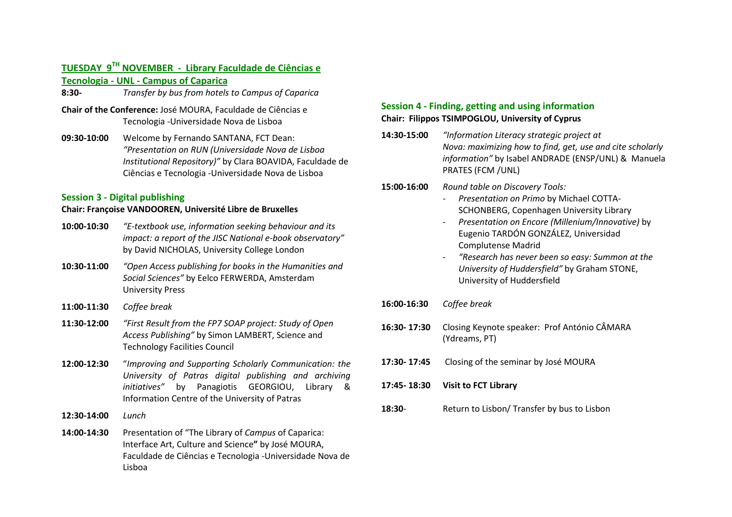## TUESDAY 9TH NOVEMBER - Library Faculdade de Ciências e Tecnologia - UNL - Campus of Caparica

**8:30-** *Transfer by bus from hotels to Campus of Caparica*

**Chair of the Conference:** José MOURA, Faculdade de Ciências e Tecnologia -Universidade Nova de Lisboa

**09:30-10:00** Welcome by Fernando SANTANA, FCT Dean: *"Presentation on RUN (Universidade Nova de Lisboa Institutional Repository)"* by Clara BOAVIDA, Faculdade de Ciências e Tecnologia -Universidade Nova de Lisboa

### Session 3 - Digital publishing

**Chair: Françoise VANDOOREN, Université Libre de Bruxelles**

**10:00-10:30** *"E-textbook use, information seeking behaviour and its impact: a report of the JISC National e-book observatory"* by David NICHOLAS, University College London

**10:30-11:00** *"Open Access publishing for books in the Humanities and Social Sciences"* by Eelco FERWERDA, Amsterdam University Press

**11:00-11:30** *Coffee break*

**11:30-12:00** *"First Result from the FP7 SOAP project: Study of Open Access Publishing"* by Simon LAMBERT, Science and Technology Facilities Council

**12:00-12:30** "*Improving and Supporting Scholarly Communication: the University of Patras digital publishing and archiving initiatives"* by Panagiotis GEORGIOU, Library & Information Centre of the University of Patras

**12:30-14:00** *Lunch*

**14:00-14:30** Presentation of "The Library of *Campus* of Caparica: Interface Art, Culture and Science**"** by José MOURA, Faculdade de Ciências e Tecnologia -Universidade Nova de Lisboa

### Session 4 - Finding, getting and using information

**Chair: Filippos TSIMPOGLOU, University of Cyprus**

**14:30-15:00** *"Information Literacy strategic project at Nova: maximizing how to find, get, use and cite scholarly information"* by Isabel ANDRADE (ENSP/UNL) & Manuela PRATES (FCM /UNL)

**15:00-16:00** *Round table on Discovery Tools:*

- *Presentation on Primo* by Michael COTTA-SCHONBERG, Copenhagen University Library
- *Presentation on Encore (Millenium/Innovative)* by Eugenio TARDÓN GONZÁLEZ, Universidad Complutense Madrid
- *"Research has never been so easy: Summon at the University of Huddersfield"* by Graham STONE, University of Huddersfield

**16:00-16:30** *Coffee break*

**16:30- 17:30** Closing Keynote speaker: Prof António CÂMARA (Ydreams, PT)

**17:30- 17:45** Closing of the seminar by José MOURA

**17:45- 18:30** **Visit to FCT Library**

**18:30**- Return to Lisbon/ Transfer by bus to Lisbon